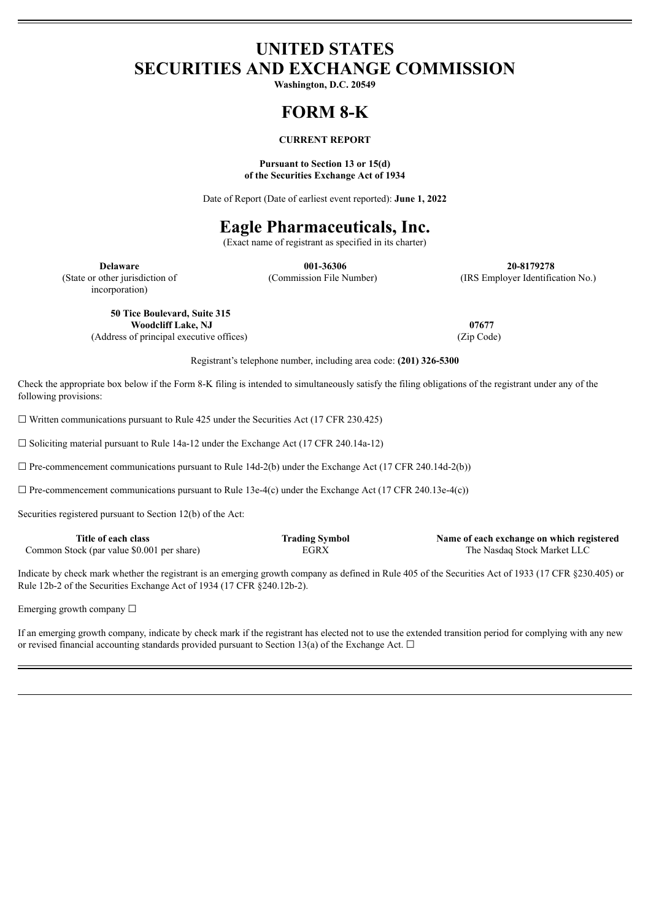# UNITED STATES
# SECURITIES AND EXCHANGE COMMISSION

**Washington, D.C. 20549**

# FORM 8-K

**CURRENT REPORT**

**Pursuant to Section 13 or 15(d)**
**of the Securities Exchange Act of 1934**

Date of Report (Date of earliest event reported): **June 1, 2022**

# Eagle Pharmaceuticals, Inc.

(Exact name of registrant as specified in its charter)

| | | |
|---|---|---|
| **Delaware** | **001-36306** | **20-8179278** |
| (State or other jurisdiction of incorporation) | (Commission File Number) | (IRS Employer Identification No.) |

| | |
|---|---|
| **50 Tice Boulevard, Suite 315** | |
| **Woodcliff Lake, NJ** | **07677** |
| (Address of principal executive offices) | (Zip Code) |

Registrant's telephone number, including area code: **(201) 326-5300**

Check the appropriate box below if the Form 8-K filing is intended to simultaneously satisfy the filing obligations of the registrant under any of the following provisions:

☐ Written communications pursuant to Rule 425 under the Securities Act (17 CFR 230.425)

☐ Soliciting material pursuant to Rule 14a-12 under the Exchange Act (17 CFR 240.14a-12)

☐ Pre-commencement communications pursuant to Rule 14d-2(b) under the Exchange Act (17 CFR 240.14d-2(b))

☐ Pre-commencement communications pursuant to Rule 13e-4(c) under the Exchange Act (17 CFR 240.13e-4(c))

Securities registered pursuant to Section 12(b) of the Act:

| Title of each class | Trading Symbol | Name of each exchange on which registered |
|---|---|---|
| Common Stock (par value $0.001 per share) | EGRX | The Nasdaq Stock Market LLC |

Indicate by check mark whether the registrant is an emerging growth company as defined in Rule 405 of the Securities Act of 1933 (17 CFR §230.405) or Rule 12b-2 of the Securities Exchange Act of 1934 (17 CFR §240.12b-2).

Emerging growth company ☐

If an emerging growth company, indicate by check mark if the registrant has elected not to use the extended transition period for complying with any new or revised financial accounting standards provided pursuant to Section 13(a) of the Exchange Act. ☐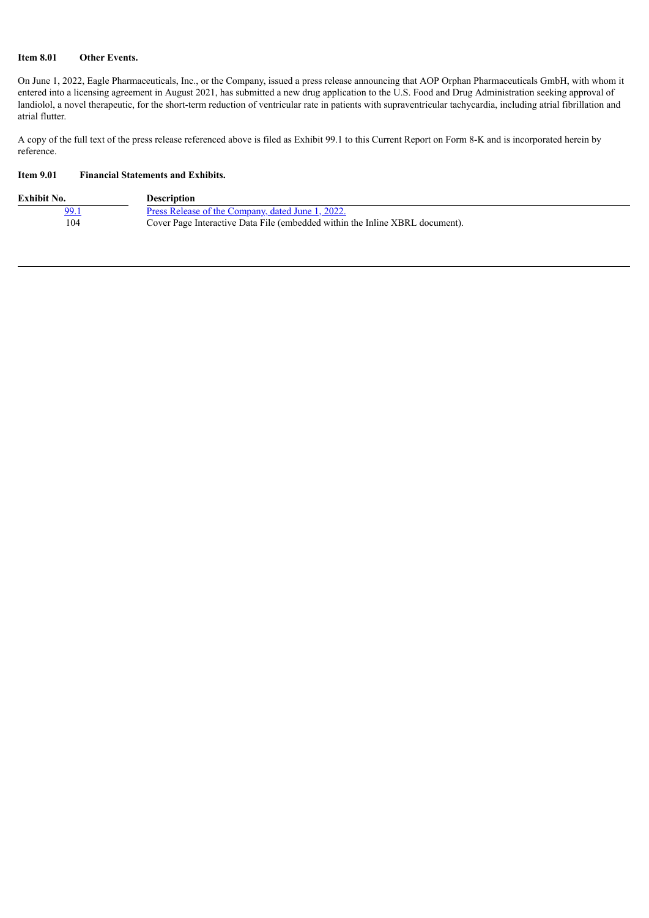**Item 8.01 Other Events.**

On June 1, 2022, Eagle Pharmaceuticals, Inc., or the Company, issued a press release announcing that AOP Orphan Pharmaceuticals GmbH, with whom it entered into a licensing agreement in August 2021, has submitted a new drug application to the U.S. Food and Drug Administration seeking approval of landiolol, a novel therapeutic, for the short-term reduction of ventricular rate in patients with supraventricular tachycardia, including atrial fibrillation and atrial flutter.

A copy of the full text of the press release referenced above is filed as Exhibit 99.1 to this Current Report on Form 8-K and is incorporated herein by reference.

**Item 9.01 Financial Statements and Exhibits.**

| Exhibit No. | Description |
| --- | --- |
| 99.1 | Press Release of the Company, dated June 1, 2022. |
| 104 | Cover Page Interactive Data File (embedded within the Inline XBRL document). |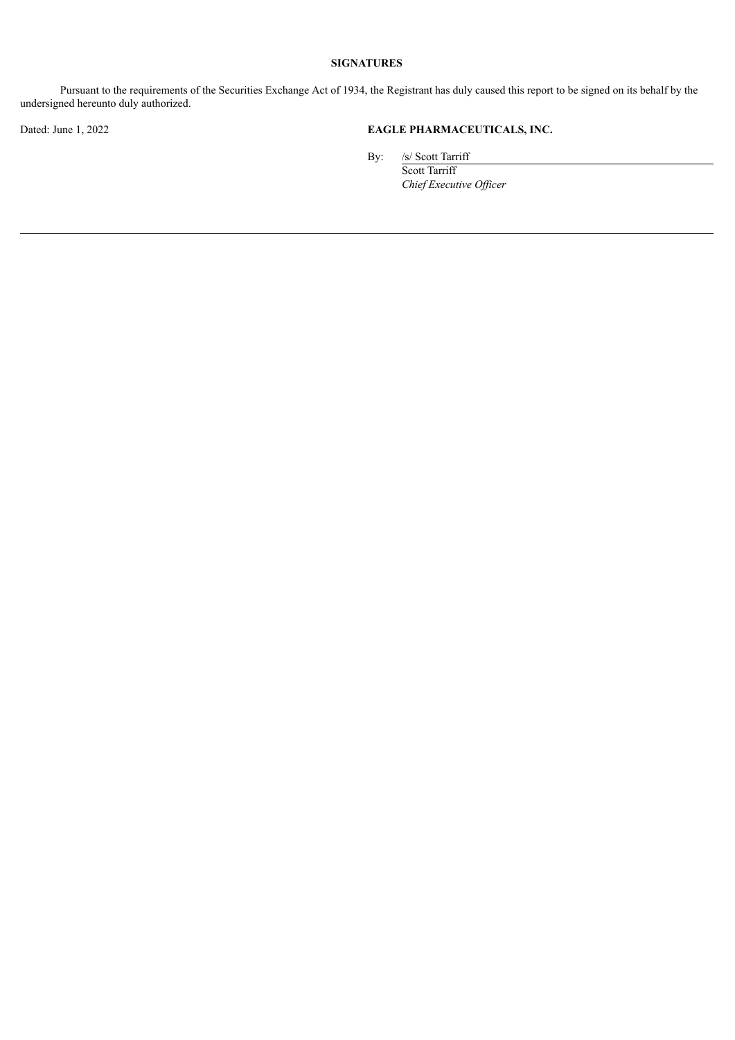**SIGNATURES**

Pursuant to the requirements of the Securities Exchange Act of 1934, the Registrant has duly caused this report to be signed on its behalf by the undersigned hereunto duly authorized.

Dated: June 1, 2022

**EAGLE PHARMACEUTICALS, INC.**

By: /s/ Scott Tarriff

Scott Tarriff

*Chief Executive Officer*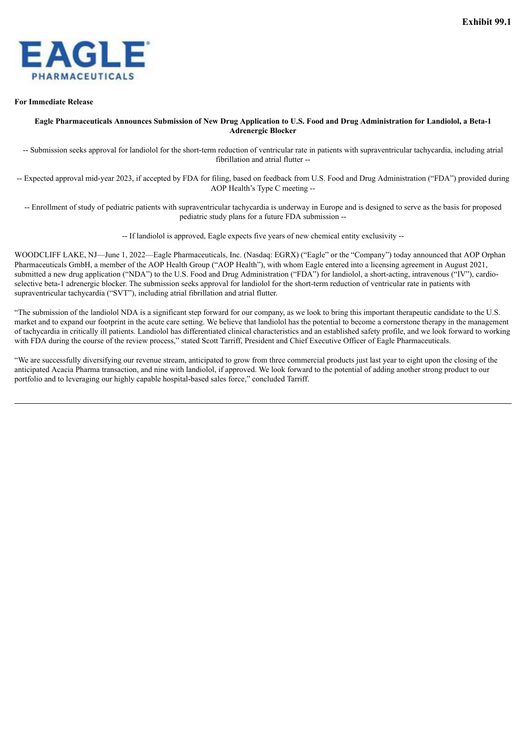Exhibit 99.1

**For Immediate Release**

**Eagle Pharmaceuticals Announces Submission of New Drug Application to U.S. Food and Drug Administration for Landiolol, a Beta-1 Adrenergic Blocker**

-- Submission seeks approval for landiolol for the short-term reduction of ventricular rate in patients with supraventricular tachycardia, including atrial fibrillation and atrial flutter --

-- Expected approval mid-year 2023, if accepted by FDA for filing, based on feedback from U.S. Food and Drug Administration ("FDA") provided during AOP Health's Type C meeting --

-- Enrollment of study of pediatric patients with supraventricular tachycardia is underway in Europe and is designed to serve as the basis for proposed pediatric study plans for a future FDA submission --

-- If landiolol is approved, Eagle expects five years of new chemical entity exclusivity --

WOODCLIFF LAKE, NJ—June 1, 2022—Eagle Pharmaceuticals, Inc. (Nasdaq: EGRX) ("Eagle" or the "Company") today announced that AOP Orphan Pharmaceuticals GmbH, a member of the AOP Health Group ("AOP Health"), with whom Eagle entered into a licensing agreement in August 2021, submitted a new drug application ("NDA") to the U.S. Food and Drug Administration ("FDA") for landiolol, a short-acting, intravenous ("IV"), cardio-selective beta-1 adrenergic blocker. The submission seeks approval for landiolol for the short-term reduction of ventricular rate in patients with supraventricular tachycardia ("SVT"), including atrial fibrillation and atrial flutter.

"The submission of the landiolol NDA is a significant step forward for our company, as we look to bring this important therapeutic candidate to the U.S. market and to expand our footprint in the acute care setting. We believe that landiolol has the potential to become a cornerstone therapy in the management of tachycardia in critically ill patients. Landiolol has differentiated clinical characteristics and an established safety profile, and we look forward to working with FDA during the course of the review process," stated Scott Tarriff, President and Chief Executive Officer of Eagle Pharmaceuticals.

"We are successfully diversifying our revenue stream, anticipated to grow from three commercial products just last year to eight upon the closing of the anticipated Acacia Pharma transaction, and nine with landiolol, if approved. We look forward to the potential of adding another strong product to our portfolio and to leveraging our highly capable hospital-based sales force," concluded Tarriff.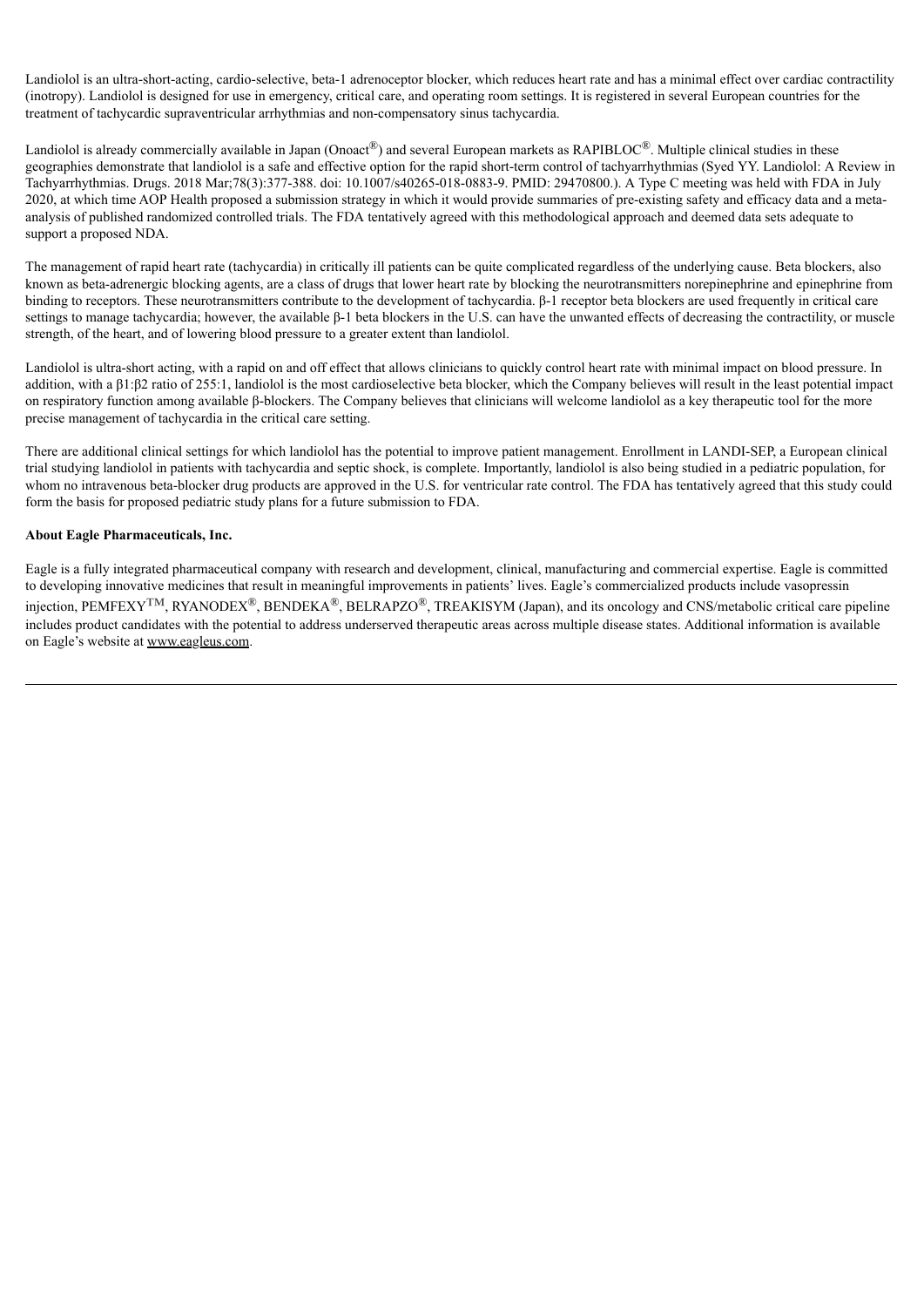Landiolol is an ultra-short-acting, cardio-selective, beta-1 adrenoceptor blocker, which reduces heart rate and has a minimal effect over cardiac contractility (inotropy). Landiolol is designed for use in emergency, critical care, and operating room settings. It is registered in several European countries for the treatment of tachycardic supraventricular arrhythmias and non-compensatory sinus tachycardia.

Landiolol is already commercially available in Japan (Onoact®) and several European markets as RAPIBLOC®. Multiple clinical studies in these geographies demonstrate that landiolol is a safe and effective option for the rapid short-term control of tachyarrhythmias (Syed YY. Landiolol: A Review in Tachyarrhythmias. Drugs. 2018 Mar;78(3):377-388. doi: 10.1007/s40265-018-0883-9. PMID: 29470800.). A Type C meeting was held with FDA in July 2020, at which time AOP Health proposed a submission strategy in which it would provide summaries of pre-existing safety and efficacy data and a meta-analysis of published randomized controlled trials. The FDA tentatively agreed with this methodological approach and deemed data sets adequate to support a proposed NDA.

The management of rapid heart rate (tachycardia) in critically ill patients can be quite complicated regardless of the underlying cause. Beta blockers, also known as beta-adrenergic blocking agents, are a class of drugs that lower heart rate by blocking the neurotransmitters norepinephrine and epinephrine from binding to receptors. These neurotransmitters contribute to the development of tachycardia. β-1 receptor beta blockers are used frequently in critical care settings to manage tachycardia; however, the available β-1 beta blockers in the U.S. can have the unwanted effects of decreasing the contractility, or muscle strength, of the heart, and of lowering blood pressure to a greater extent than landiolol.

Landiolol is ultra-short acting, with a rapid on and off effect that allows clinicians to quickly control heart rate with minimal impact on blood pressure. In addition, with a β1:β2 ratio of 255:1, landiolol is the most cardioselective beta blocker, which the Company believes will result in the least potential impact on respiratory function among available β-blockers. The Company believes that clinicians will welcome landiolol as a key therapeutic tool for the more precise management of tachycardia in the critical care setting.

There are additional clinical settings for which landiolol has the potential to improve patient management. Enrollment in LANDI-SEP, a European clinical trial studying landiolol in patients with tachycardia and septic shock, is complete. Importantly, landiolol is also being studied in a pediatric population, for whom no intravenous beta-blocker drug products are approved in the U.S. for ventricular rate control. The FDA has tentatively agreed that this study could form the basis for proposed pediatric study plans for a future submission to FDA.

**About Eagle Pharmaceuticals, Inc.**

Eagle is a fully integrated pharmaceutical company with research and development, clinical, manufacturing and commercial expertise. Eagle is committed to developing innovative medicines that result in meaningful improvements in patients' lives. Eagle's commercialized products include vasopressin injection, PEMFEXY™, RYANODEX®, BENDEKA®, BELRAPZO®, TREAKISYM (Japan), and its oncology and CNS/metabolic critical care pipeline includes product candidates with the potential to address underserved therapeutic areas across multiple disease states. Additional information is available on Eagle's website at www.eagleus.com.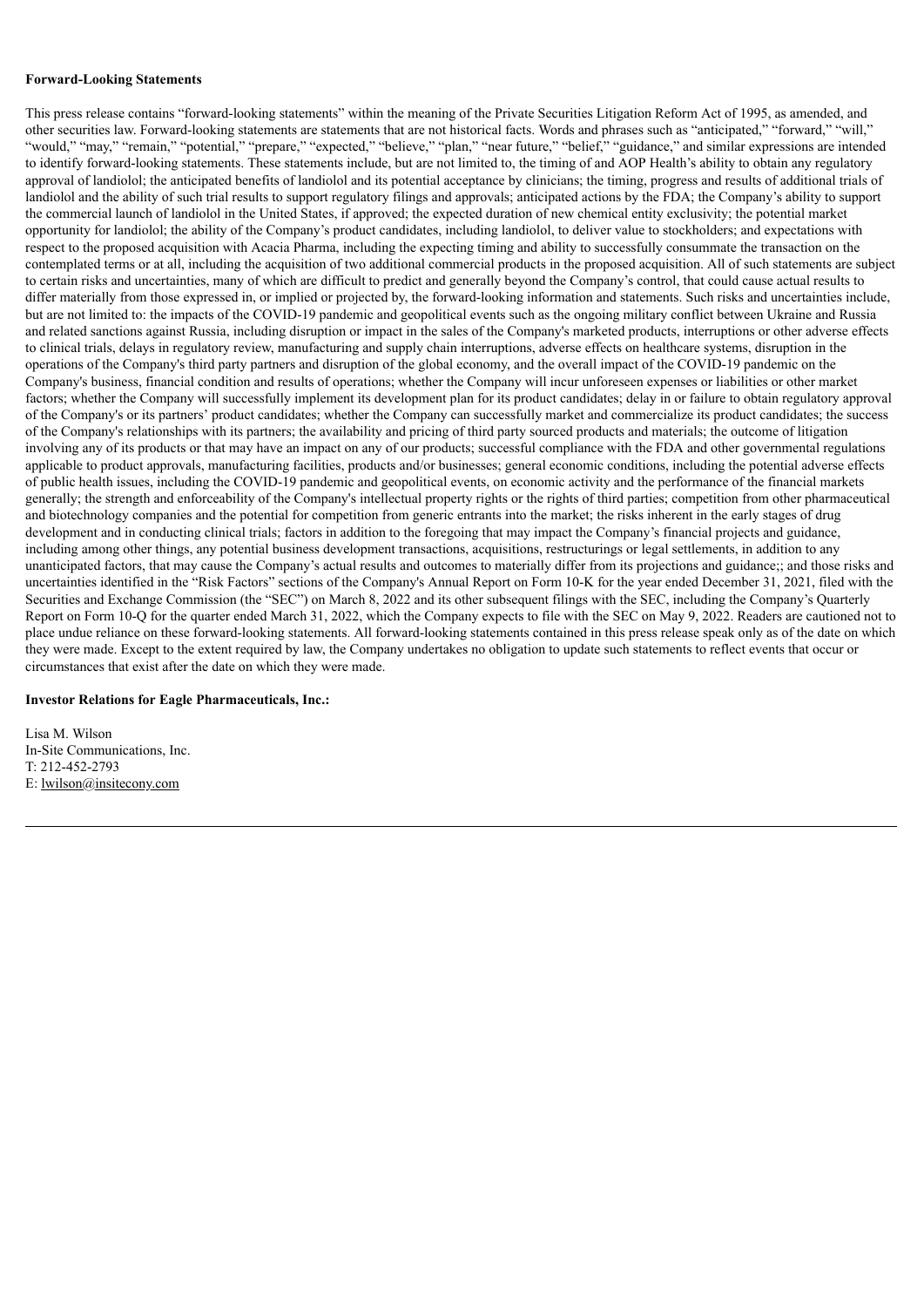**Forward-Looking Statements**

This press release contains "forward-looking statements" within the meaning of the Private Securities Litigation Reform Act of 1995, as amended, and other securities law. Forward-looking statements are statements that are not historical facts. Words and phrases such as "anticipated," "forward," "will," "would," "may," "remain," "potential," "prepare," "expected," "believe," "plan," "near future," "belief," "guidance," and similar expressions are intended to identify forward-looking statements. These statements include, but are not limited to, the timing of and AOP Health's ability to obtain any regulatory approval of landiolol; the anticipated benefits of landiolol and its potential acceptance by clinicians; the timing, progress and results of additional trials of landiolol and the ability of such trial results to support regulatory filings and approvals; anticipated actions by the FDA; the Company's ability to support the commercial launch of landiolol in the United States, if approved; the expected duration of new chemical entity exclusivity; the potential market opportunity for landiolol; the ability of the Company's product candidates, including landiolol, to deliver value to stockholders; and expectations with respect to the proposed acquisition with Acacia Pharma, including the expecting timing and ability to successfully consummate the transaction on the contemplated terms or at all, including the acquisition of two additional commercial products in the proposed acquisition. All of such statements are subject to certain risks and uncertainties, many of which are difficult to predict and generally beyond the Company's control, that could cause actual results to differ materially from those expressed in, or implied or projected by, the forward-looking information and statements. Such risks and uncertainties include, but are not limited to: the impacts of the COVID-19 pandemic and geopolitical events such as the ongoing military conflict between Ukraine and Russia and related sanctions against Russia, including disruption or impact in the sales of the Company's marketed products, interruptions or other adverse effects to clinical trials, delays in regulatory review, manufacturing and supply chain interruptions, adverse effects on healthcare systems, disruption in the operations of the Company's third party partners and disruption of the global economy, and the overall impact of the COVID-19 pandemic on the Company's business, financial condition and results of operations; whether the Company will incur unforeseen expenses or liabilities or other market factors; whether the Company will successfully implement its development plan for its product candidates; delay in or failure to obtain regulatory approval of the Company's or its partners' product candidates; whether the Company can successfully market and commercialize its product candidates; the success of the Company's relationships with its partners; the availability and pricing of third party sourced products and materials; the outcome of litigation involving any of its products or that may have an impact on any of our products; successful compliance with the FDA and other governmental regulations applicable to product approvals, manufacturing facilities, products and/or businesses; general economic conditions, including the potential adverse effects of public health issues, including the COVID-19 pandemic and geopolitical events, on economic activity and the performance of the financial markets generally; the strength and enforceability of the Company's intellectual property rights or the rights of third parties; competition from other pharmaceutical and biotechnology companies and the potential for competition from generic entrants into the market; the risks inherent in the early stages of drug development and in conducting clinical trials; factors in addition to the foregoing that may impact the Company's financial projects and guidance, including among other things, any potential business development transactions, acquisitions, restructurings or legal settlements, in addition to any unanticipated factors, that may cause the Company's actual results and outcomes to materially differ from its projections and guidance;; and those risks and uncertainties identified in the "Risk Factors" sections of the Company's Annual Report on Form 10-K for the year ended December 31, 2021, filed with the Securities and Exchange Commission (the "SEC") on March 8, 2022 and its other subsequent filings with the SEC, including the Company's Quarterly Report on Form 10-Q for the quarter ended March 31, 2022, which the Company expects to file with the SEC on May 9, 2022. Readers are cautioned not to place undue reliance on these forward-looking statements. All forward-looking statements contained in this press release speak only as of the date on which they were made. Except to the extent required by law, the Company undertakes no obligation to update such statements to reflect events that occur or circumstances that exist after the date on which they were made.

**Investor Relations for Eagle Pharmaceuticals, Inc.:**

Lisa M. Wilson
In-Site Communications, Inc.
T: 212-452-2793
E: lwilson@insitecony.com